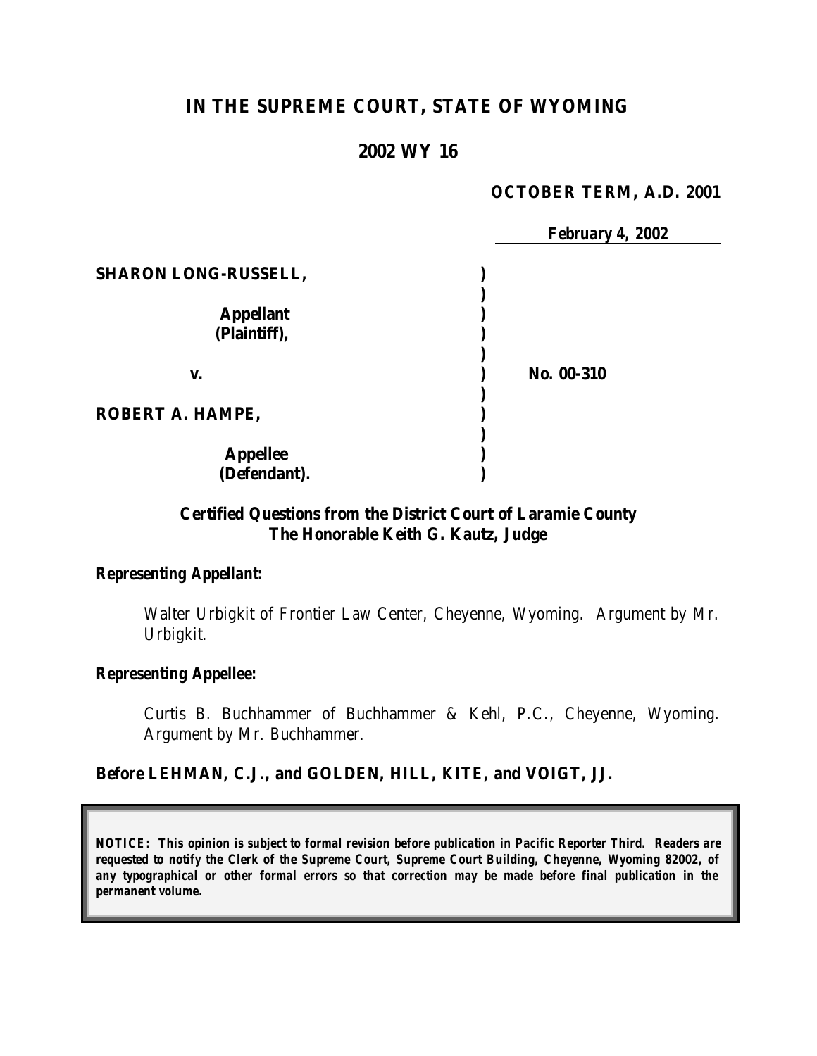# IN THE SUPREME COURT, STATE OF WYOMING

## 2002 WY 16

**OCTOBER TERM, A.D. 2001**

***February 4, 2002***

| | | |
|---|---|---|
| **SHARON LONG-RUSSELL,** | ) | |
| | ) | |
| **Appellant** | ) | |
| **(Plaintiff),** | ) | |
| | ) | |
| **v.** | ) | **No. 00-310** |
| | ) | |
| **ROBERT A. HAMPE,** | ) | |
| | ) | |
| **Appellee** | ) | |
| **(Defendant).** | ) | |

**Certified Questions from the District Court of Laramie County**
**The Honorable Keith G. Kautz, Judge**

***Representing Appellant:***

Walter Urbigkit of Frontier Law Center, Cheyenne, Wyoming. Argument by Mr. Urbigkit.

***Representing Appellee:***

Curtis B. Buchhammer of Buchhammer & Kehl, P.C., Cheyenne, Wyoming. Argument by Mr. Buchhammer.

**Before LEHMAN, C.J., and GOLDEN, HILL, KITE, and VOIGT, JJ.**

***NOTICE: This opinion is subject to formal revision before publication in Pacific Reporter Third. Readers are requested to notify the Clerk of the Supreme Court, Supreme Court Building, Cheyenne, Wyoming 82002, of any typographical or other formal errors so that correction may be made before final publication in the permanent volume.***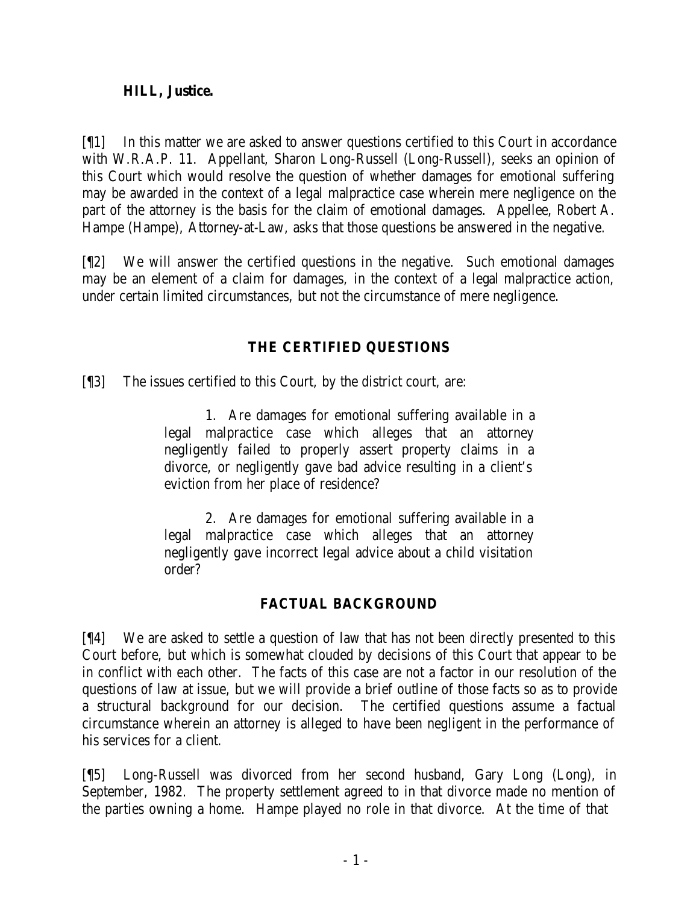**HILL, Justice.**

[¶1] In this matter we are asked to answer questions certified to this Court in accordance with W.R.A.P. 11. Appellant, Sharon Long-Russell (Long-Russell), seeks an opinion of this Court which would resolve the question of whether damages for emotional suffering may be awarded in the context of a legal malpractice case wherein mere negligence on the part of the attorney is the basis for the claim of emotional damages. Appellee, Robert A. Hampe (Hampe), Attorney-at-Law, asks that those questions be answered in the negative.

[¶2] We will answer the certified questions in the negative. Such emotional damages may be an element of a claim for damages, in the context of a legal malpractice action, under certain limited circumstances, but not the circumstance of mere negligence.

## THE CERTIFIED QUESTIONS

[¶3] The issues certified to this Court, by the district court, are:

> 1. Are damages for emotional suffering available in a legal malpractice case which alleges that an attorney negligently failed to properly assert property claims in a divorce, or negligently gave bad advice resulting in a client's eviction from her place of residence?
>
> 2. Are damages for emotional suffering available in a legal malpractice case which alleges that an attorney negligently gave incorrect legal advice about a child visitation order?

## FACTUAL BACKGROUND

[¶4] We are asked to settle a question of law that has not been directly presented to this Court before, but which is somewhat clouded by decisions of this Court that appear to be in conflict with each other. The facts of this case are not a factor in our resolution of the questions of law at issue, but we will provide a brief outline of those facts so as to provide a structural background for our decision. The certified questions assume a factual circumstance wherein an attorney is alleged to have been negligent in the performance of his services for a client.

[¶5] Long-Russell was divorced from her second husband, Gary Long (Long), in September, 1982. The property settlement agreed to in that divorce made no mention of the parties owning a home. Hampe played no role in that divorce. At the time of that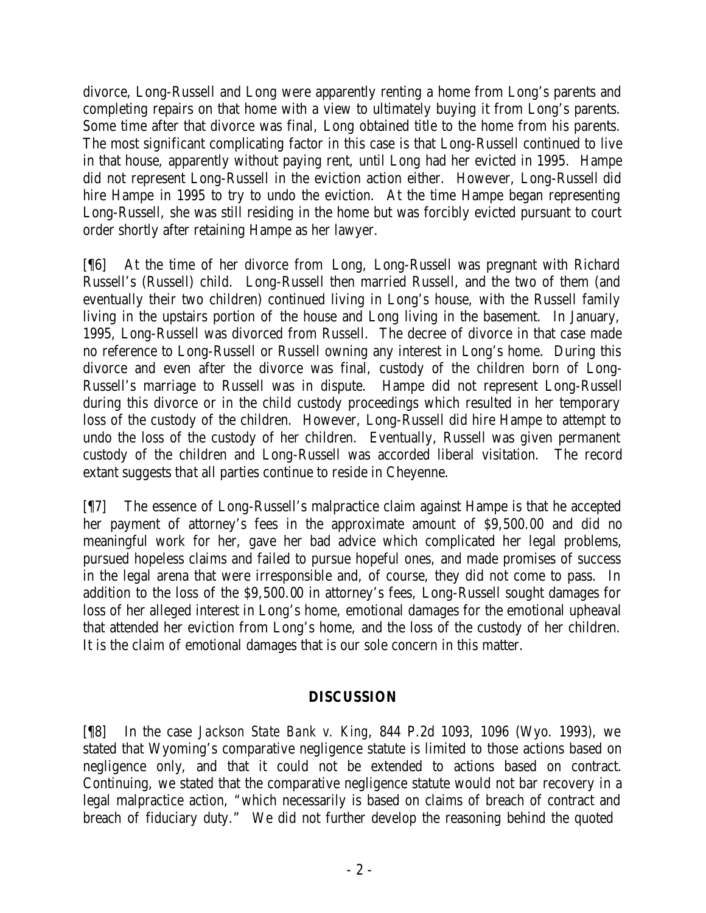divorce, Long-Russell and Long were apparently renting a home from Long's parents and completing repairs on that home with a view to ultimately buying it from Long's parents. Some time after that divorce was final, Long obtained title to the home from his parents. The most significant complicating factor in this case is that Long-Russell continued to live in that house, apparently without paying rent, until Long had her evicted in 1995. Hampe did not represent Long-Russell in the eviction action either. However, Long-Russell did hire Hampe in 1995 to try to undo the eviction. At the time Hampe began representing Long-Russell, she was still residing in the home but was forcibly evicted pursuant to court order shortly after retaining Hampe as her lawyer.

[¶6] At the time of her divorce from Long, Long-Russell was pregnant with Richard Russell's (Russell) child. Long-Russell then married Russell, and the two of them (and eventually their two children) continued living in Long's house, with the Russell family living in the upstairs portion of the house and Long living in the basement. In January, 1995, Long-Russell was divorced from Russell. The decree of divorce in that case made no reference to Long-Russell or Russell owning any interest in Long's home. During this divorce and even after the divorce was final, custody of the children born of Long-Russell's marriage to Russell was in dispute. Hampe did not represent Long-Russell during this divorce or in the child custody proceedings which resulted in her temporary loss of the custody of the children. However, Long-Russell did hire Hampe to attempt to undo the loss of the custody of her children. Eventually, Russell was given permanent custody of the children and Long-Russell was accorded liberal visitation. The record extant suggests that all parties continue to reside in Cheyenne.

[¶7] The essence of Long-Russell's malpractice claim against Hampe is that he accepted her payment of attorney's fees in the approximate amount of $9,500.00 and did no meaningful work for her, gave her bad advice which complicated her legal problems, pursued hopeless claims and failed to pursue hopeful ones, and made promises of success in the legal arena that were irresponsible and, of course, they did not come to pass. In addition to the loss of the $9,500.00 in attorney's fees, Long-Russell sought damages for loss of her alleged interest in Long's home, emotional damages for the emotional upheaval that attended her eviction from Long's home, and the loss of the custody of her children. It is the claim of emotional damages that is our sole concern in this matter.

## DISCUSSION

[¶8] In the case *Jackson State Bank v. King*, 844 P.2d 1093, 1096 (Wyo. 1993), we stated that Wyoming's comparative negligence statute is limited to those actions based on negligence only, and that it could not be extended to actions based on contract. Continuing, we stated that the comparative negligence statute would not bar recovery in a legal malpractice action, "which necessarily is based on claims of breach of contract and breach of fiduciary duty." We did not further develop the reasoning behind the quoted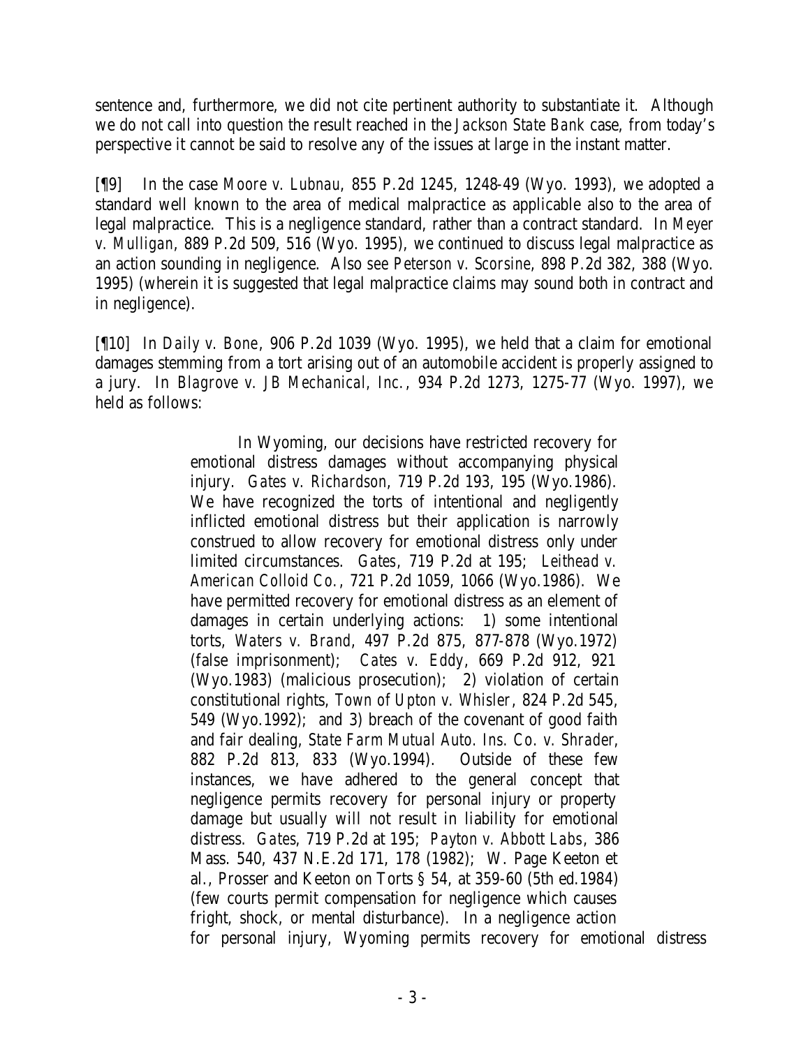sentence and, furthermore, we did not cite pertinent authority to substantiate it. Although we do not call into question the result reached in the *Jackson State Bank* case, from today's perspective it cannot be said to resolve any of the issues at large in the instant matter.

[¶9] In the case *Moore v. Lubnau*, 855 P.2d 1245, 1248-49 (Wyo. 1993), we adopted a standard well known to the area of medical malpractice as applicable also to the area of legal malpractice. This is a negligence standard, rather than a contract standard. In *Meyer v. Mulligan*, 889 P.2d 509, 516 (Wyo. 1995), we continued to discuss legal malpractice as an action sounding in negligence. Also *see Peterson v. Scorsine*, 898 P.2d 382, 388 (Wyo. 1995) (wherein it is suggested that legal malpractice claims may sound both in contract and in negligence).

[¶10] In *Daily v. Bone*, 906 P.2d 1039 (Wyo. 1995), we held that a claim for emotional damages stemming from a tort arising out of an automobile accident is properly assigned to a jury. In *Blagrove v. JB Mechanical, Inc.*, 934 P.2d 1273, 1275-77 (Wyo. 1997), we held as follows:

> In Wyoming, our decisions have restricted recovery for emotional distress damages without accompanying physical injury. *Gates v. Richardson*, 719 P.2d 193, 195 (Wyo.1986). We have recognized the torts of intentional and negligently inflicted emotional distress but their application is narrowly construed to allow recovery for emotional distress only under limited circumstances. *Gates*, 719 P.2d at 195; *Leithead v. American Colloid Co.*, 721 P.2d 1059, 1066 (Wyo.1986). We have permitted recovery for emotional distress as an element of damages in certain underlying actions: 1) some intentional torts, *Waters v. Brand*, 497 P.2d 875, 877-878 (Wyo.1972) (false imprisonment); *Cates v. Eddy*, 669 P.2d 912, 921 (Wyo.1983) (malicious prosecution); 2) violation of certain constitutional rights, *Town of Upton v. Whisler*, 824 P.2d 545, 549 (Wyo.1992); and 3) breach of the covenant of good faith and fair dealing, *State Farm Mutual Auto. Ins. Co. v. Shrader*, 882 P.2d 813, 833 (Wyo.1994). Outside of these few instances, we have adhered to the general concept that negligence permits recovery for personal injury or property damage but usually will not result in liability for emotional distress. *Gates*, 719 P.2d at 195; *Payton v. Abbott Labs*, 386 Mass. 540, 437 N.E.2d 171, 178 (1982); W. Page Keeton et al., Prosser and Keeton on Torts § 54, at 359-60 (5th ed.1984) (few courts permit compensation for negligence which causes fright, shock, or mental disturbance). In a negligence action for personal injury, Wyoming permits recovery for emotional distress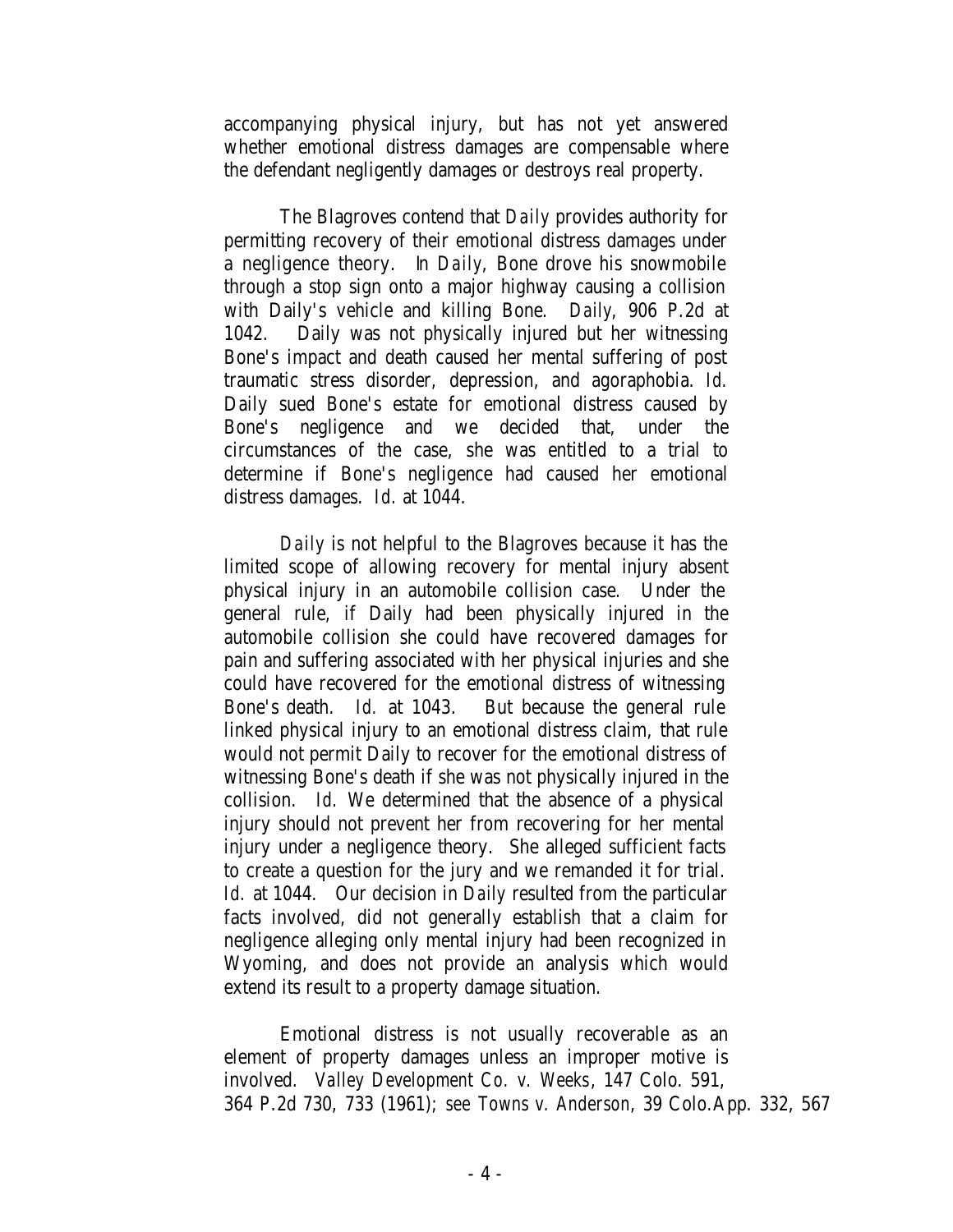accompanying physical injury, but has not yet answered whether emotional distress damages are compensable where the defendant negligently damages or destroys real property.

The Blagroves contend that *Daily* provides authority for permitting recovery of their emotional distress damages under a negligence theory. In *Daily*, Bone drove his snowmobile through a stop sign onto a major highway causing a collision with Daily's vehicle and killing Bone. *Daily*, 906 P.2d at 1042. Daily was not physically injured but her witnessing Bone's impact and death caused her mental suffering of post traumatic stress disorder, depression, and agoraphobia. *Id.* Daily sued Bone's estate for emotional distress caused by Bone's negligence and we decided that, under the circumstances of the case, she was entitled to a trial to determine if Bone's negligence had caused her emotional distress damages. *Id.* at 1044.

*Daily* is not helpful to the Blagroves because it has the limited scope of allowing recovery for mental injury absent physical injury in an automobile collision case. Under the general rule, if Daily had been physically injured in the automobile collision she could have recovered damages for pain and suffering associated with her physical injuries and she could have recovered for the emotional distress of witnessing Bone's death. *Id.* at 1043. But because the general rule linked physical injury to an emotional distress claim, that rule would not permit Daily to recover for the emotional distress of witnessing Bone's death if she was not physically injured in the collision. *Id.* We determined that the absence of a physical injury should not prevent her from recovering for her mental injury under a negligence theory. She alleged sufficient facts to create a question for the jury and we remanded it for trial. *Id.* at 1044. Our decision in *Daily* resulted from the particular facts involved, did not generally establish that a claim for negligence alleging only mental injury had been recognized in Wyoming, and does not provide an analysis which would extend its result to a property damage situation.

Emotional distress is not usually recoverable as an element of property damages unless an improper motive is involved. *Valley Development Co. v. Weeks*, 147 Colo. 591, 364 P.2d 730, 733 (1961); *see Towns v. Anderson*, 39 Colo.App. 332, 567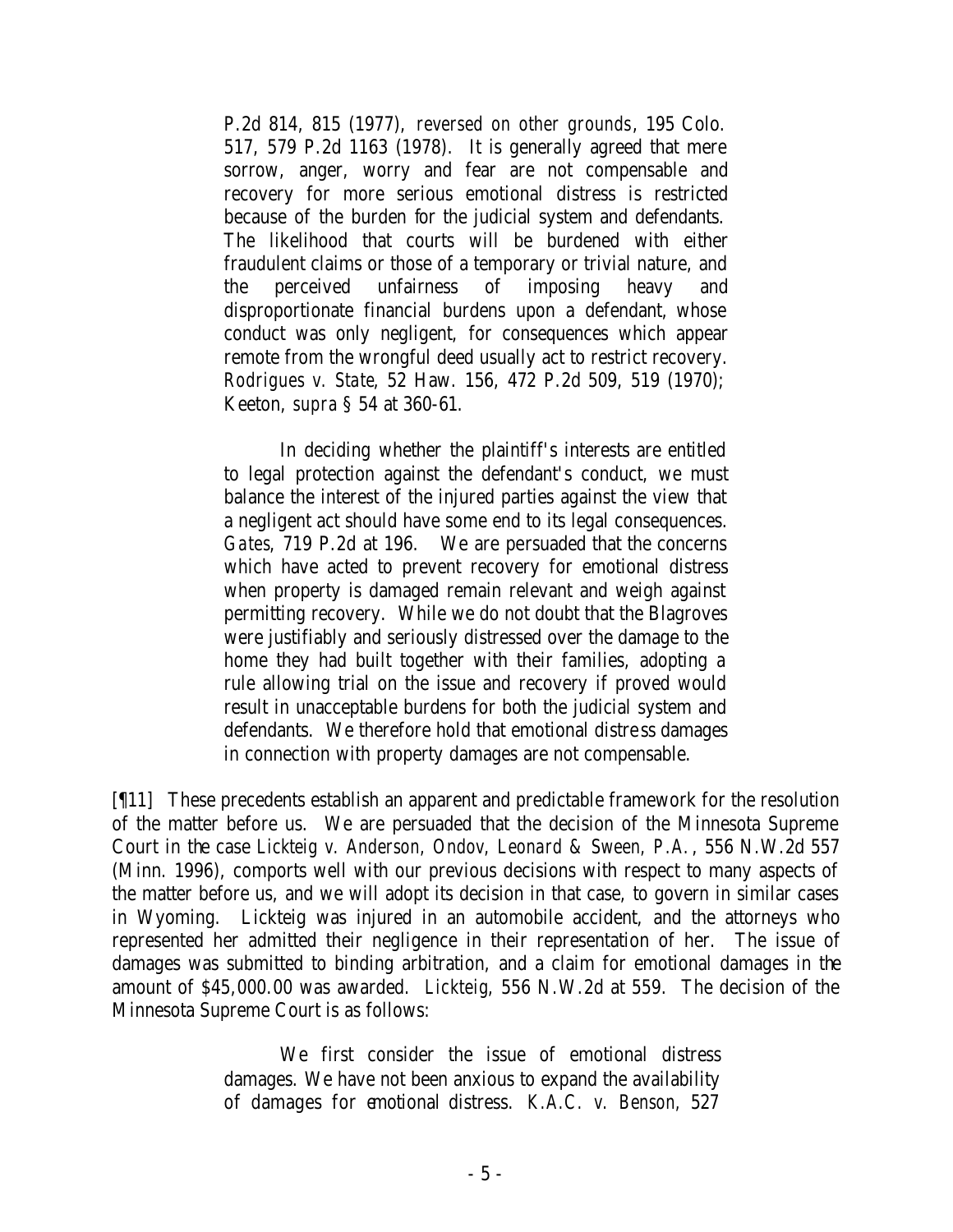> P.2d 814, 815 (1977), *reversed on other grounds*, 195 Colo. 517, 579 P.2d 1163 (1978). It is generally agreed that mere sorrow, anger, worry and fear are not compensable and recovery for more serious emotional distress is restricted because of the burden for the judicial system and defendants. The likelihood that courts will be burdened with either fraudulent claims or those of a temporary or trivial nature, and the perceived unfairness of imposing heavy and disproportionate financial burdens upon a defendant, whose conduct was only negligent, for consequences which appear remote from the wrongful deed usually act to restrict recovery. *Rodrigues v. State*, 52 Haw. 156, 472 P.2d 509, 519 (1970); Keeton, *supra* § 54 at 360-61.
>
> In deciding whether the plaintiff's interests are entitled to legal protection against the defendant's conduct, we must balance the interest of the injured parties against the view that a negligent act should have some end to its legal consequences. *Gates*, 719 P.2d at 196. We are persuaded that the concerns which have acted to prevent recovery for emotional distress when property is damaged remain relevant and weigh against permitting recovery. While we do not doubt that the Blagroves were justifiably and seriously distressed over the damage to the home they had built together with their families, adopting a rule allowing trial on the issue and recovery if proved would result in unacceptable burdens for both the judicial system and defendants. We therefore hold that emotional distress damages in connection with property damages are not compensable.

[¶11] These precedents establish an apparent and predictable framework for the resolution of the matter before us. We are persuaded that the decision of the Minnesota Supreme Court in the case *Lickteig v. Anderson, Ondov, Leonard & Sween, P.A.*, 556 N.W.2d 557 (Minn. 1996), comports well with our previous decisions with respect to many aspects of the matter before us, and we will adopt its decision in that case, to govern in similar cases in Wyoming. Lickteig was injured in an automobile accident, and the attorneys who represented her admitted their negligence in their representation of her. The issue of damages was submitted to binding arbitration, and a claim for emotional damages in the amount of $45,000.00 was awarded. *Lickteig*, 556 N.W.2d at 559. The decision of the Minnesota Supreme Court is as follows:

> We first consider the issue of emotional distress damages. We have not been anxious to expand the availability of damages for emotional distress. *K.A.C. v. Benson*, 527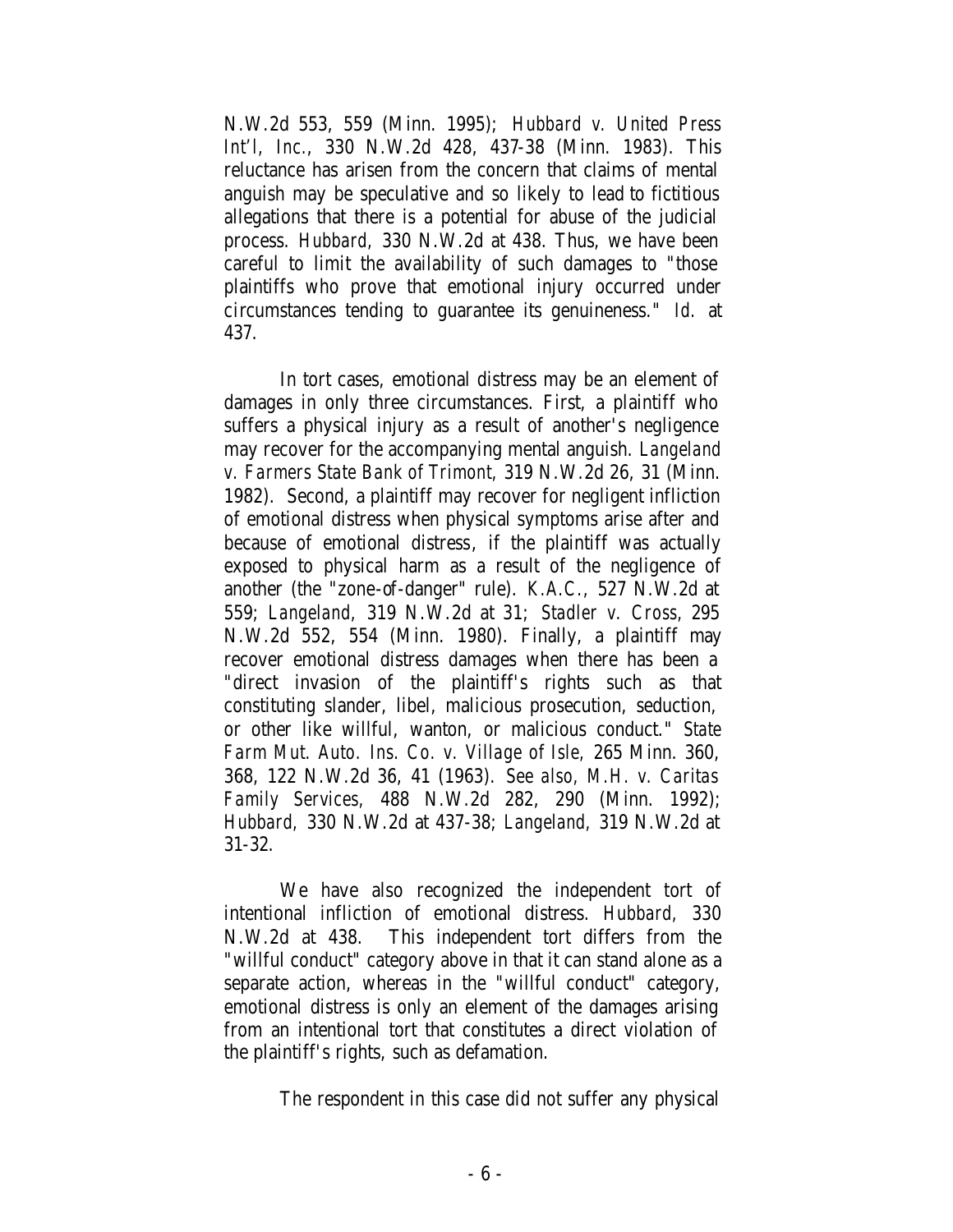N.W.2d 553, 559 (Minn. 1995); *Hubbard v. United Press Int'l, Inc.*, 330 N.W.2d 428, 437-38 (Minn. 1983). This reluctance has arisen from the concern that claims of mental anguish may be speculative and so likely to lead to fictitious allegations that there is a potential for abuse of the judicial process. *Hubbard,* 330 N.W.2d at 438. Thus, we have been careful to limit the availability of such damages to "those plaintiffs who prove that emotional injury occurred under circumstances tending to guarantee its genuineness." *Id.* at 437.

In tort cases, emotional distress may be an element of damages in only three circumstances. First, a plaintiff who suffers a physical injury as a result of another's negligence may recover for the accompanying mental anguish. *Langeland v. Farmers State Bank of Trimont,* 319 N.W.2d 26, 31 (Minn. 1982). Second, a plaintiff may recover for negligent infliction of emotional distress when physical symptoms arise after and because of emotional distress, if the plaintiff was actually exposed to physical harm as a result of the negligence of another (the "zone-of-danger" rule). *K.A.C.*, 527 N.W.2d at 559; *Langeland*, 319 N.W.2d at 31; *Stadler v. Cross*, 295 N.W.2d 552, 554 (Minn. 1980). Finally, a plaintiff may recover emotional distress damages when there has been a "direct invasion of the plaintiff's rights such as that constituting slander, libel, malicious prosecution, seduction, or other like willful, wanton, or malicious conduct." *State Farm Mut. Auto. Ins. Co. v. Village of Isle,* 265 Minn. 360, 368, 122 N.W.2d 36, 41 (1963). *See also, M.H. v. Caritas Family Services,* 488 N.W.2d 282, 290 (Minn. 1992); *Hubbard,* 330 N.W.2d at 437-38; *Langeland,* 319 N.W.2d at 31-32.

We have also recognized the independent tort of intentional infliction of emotional distress. *Hubbard,* 330 N.W.2d at 438. This independent tort differs from the "willful conduct" category above in that it can stand alone as a separate action, whereas in the "willful conduct" category, emotional distress is only an element of the damages arising from an intentional tort that constitutes a direct violation of the plaintiff's rights, such as defamation.

The respondent in this case did not suffer any physical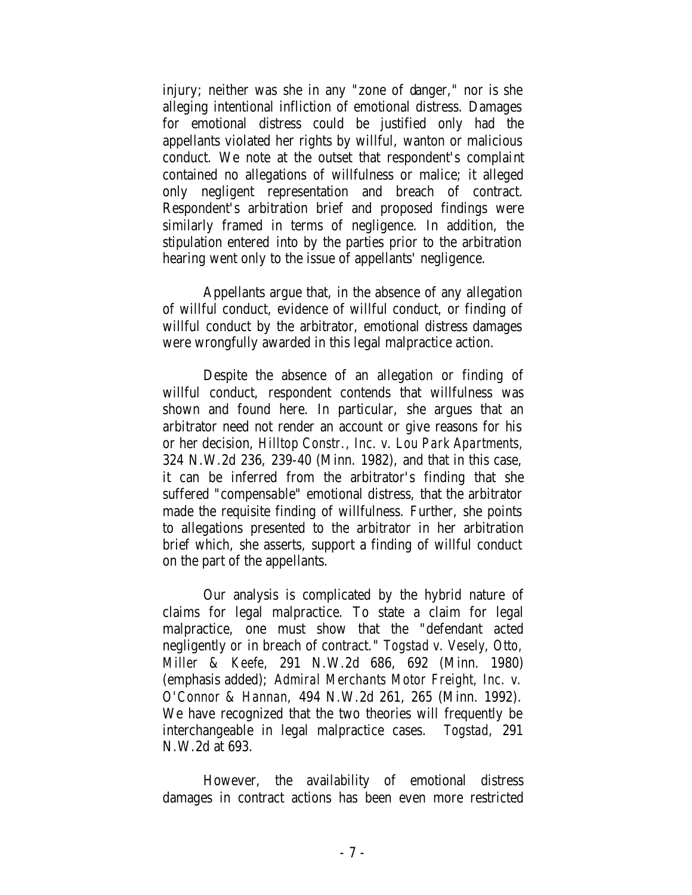injury; neither was she in any "zone of danger," nor is she alleging intentional infliction of emotional distress. Damages for emotional distress could be justified only had the appellants violated her rights by willful, wanton or malicious conduct. We note at the outset that respondent's complaint contained no allegations of willfulness or malice; it alleged only negligent representation and breach of contract. Respondent's arbitration brief and proposed findings were similarly framed in terms of negligence. In addition, the stipulation entered into by the parties prior to the arbitration hearing went only to the issue of appellants' negligence.

Appellants argue that, in the absence of any allegation of willful conduct, evidence of willful conduct, or finding of willful conduct by the arbitrator, emotional distress damages were wrongfully awarded in this legal malpractice action.

Despite the absence of an allegation or finding of willful conduct, respondent contends that willfulness was shown and found here. In particular, she argues that an arbitrator need not render an account or give reasons for his or her decision, *Hilltop Constr., Inc. v. Lou Park Apartments*, 324 N.W.2d 236, 239-40 (Minn. 1982), and that in this case, it can be inferred from the arbitrator's finding that she suffered "compensable" emotional distress, that the arbitrator made the requisite finding of willfulness. Further, she points to allegations presented to the arbitrator in her arbitration brief which, she asserts, support a finding of willful conduct on the part of the appellants.

Our analysis is complicated by the hybrid nature of claims for legal malpractice. To state a claim for legal malpractice, one must show that the "defendant acted negligently or in breach of contract." *Togstad v. Vesely, Otto, Miller & Keefe*, 291 N.W.2d 686, 692 (Minn. 1980) (emphasis added); *Admiral Merchants Motor Freight, Inc. v. O'Connor & Hannan*, 494 N.W.2d 261, 265 (Minn. 1992). We have recognized that the two theories will frequently be interchangeable in legal malpractice cases. *Togstad*, 291 N.W.2d at 693.

However, the availability of emotional distress damages in contract actions has been even more restricted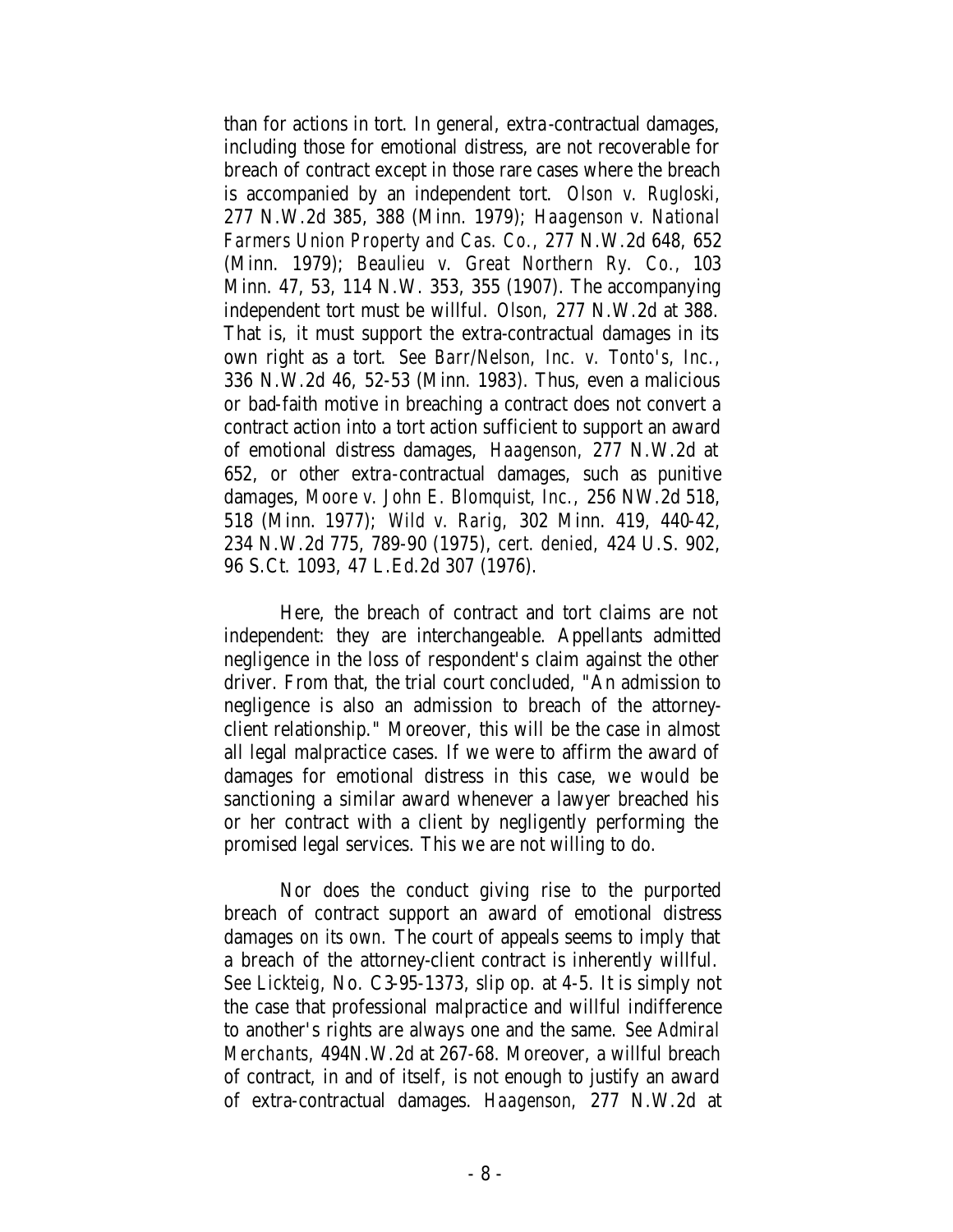than for actions in tort. In general, extra-contractual damages, including those for emotional distress, are not recoverable for breach of contract except in those rare cases where the breach is accompanied by an independent tort. *Olson v. Rugloski*, 277 N.W.2d 385, 388 (Minn. 1979); *Haagenson v. National Farmers Union Property and Cas. Co.*, 277 N.W.2d 648, 652 (Minn. 1979); *Beaulieu v. Great Northern Ry. Co.*, 103 Minn. 47, 53, 114 N.W. 353, 355 (1907). The accompanying independent tort must be willful. *Olson*, 277 N.W.2d at 388. That is, it must support the extra-contractual damages in its own right as a tort. *See Barr/Nelson, Inc. v. Tonto's, Inc.*, 336 N.W.2d 46, 52-53 (Minn. 1983). Thus, even a malicious or bad-faith motive in breaching a contract does not convert a contract action into a tort action sufficient to support an award of emotional distress damages, *Haagenson*, 277 N.W.2d at 652, or other extra-contractual damages, such as punitive damages, *Moore v. John E. Blomquist, Inc.*, 256 NW.2d 518, 518 (Minn. 1977); *Wild v. Rarig*, 302 Minn. 419, 440-42, 234 N.W.2d 775, 789-90 (1975), *cert. denied*, 424 U.S. 902, 96 S.Ct. 1093, 47 L.Ed.2d 307 (1976).

Here, the breach of contract and tort claims are not independent: they are interchangeable. Appellants admitted negligence in the loss of respondent's claim against the other driver. From that, the trial court concluded, "An admission to negligence is also an admission to breach of the attorney-client relationship." Moreover, this will be the case in almost all legal malpractice cases. If we were to affirm the award of damages for emotional distress in this case, we would be sanctioning a similar award whenever a lawyer breached his or her contract with a client by negligently performing the promised legal services. This we are not willing to do.

Nor does the conduct giving rise to the purported breach of contract support an award of emotional distress damages *on its own*. The court of appeals seems to imply that a breach of the attorney-client contract is inherently willful. *See Lickteig*, No. C3-95-1373, slip op. at 4-5. It is simply not the case that professional malpractice and willful indifference to another's rights are always one and the same. *See Admiral Merchants*, 494N.W.2d at 267-68. Moreover, a willful breach of contract, in and of itself, is not enough to justify an award of extra-contractual damages. *Haagenson*, 277 N.W.2d at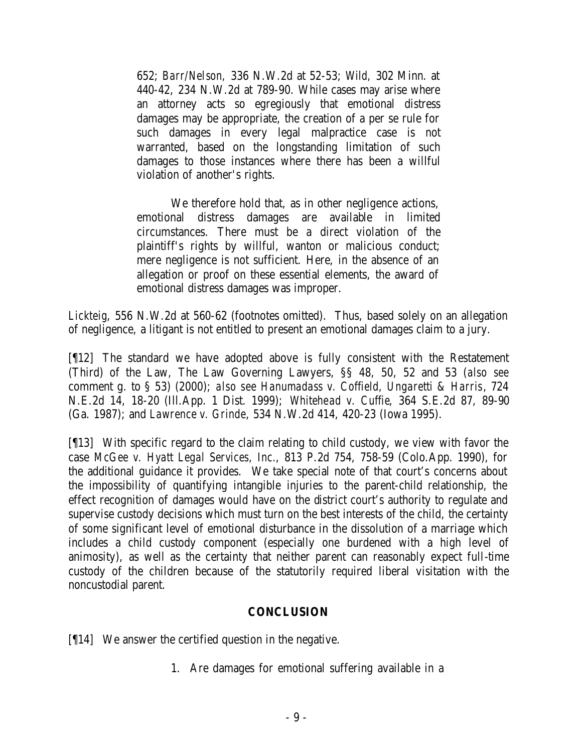652; *Barr/Nelson,* 336 N.W.2d at 52-53; *Wild,* 302 Minn. at 440-42, 234 N.W.2d at 789-90. While cases may arise where an attorney acts so egregiously that emotional distress damages may be appropriate, the creation of a per se rule for such damages in every legal malpractice case is not warranted, based on the longstanding limitation of such damages to those instances where there has been a willful violation of another's rights.

> We therefore hold that, as in other negligence actions, emotional distress damages are available in limited circumstances. There must be a direct violation of the plaintiff's rights by willful, wanton or malicious conduct; mere negligence is not sufficient. Here, in the absence of an allegation or proof on these essential elements, the award of emotional distress damages was improper.

*Lickteig*, 556 N.W.2d at 560-62 (footnotes omitted). Thus, based solely on an allegation of negligence, a litigant is not entitled to present an emotional damages claim to a jury.

[¶12] The standard we have adopted above is fully consistent with the Restatement (Third) of the Law, The Law Governing Lawyers, §§ 48, 50, 52 and 53 (*also see* comment g. to § 53) (2000); *also see Hanumadass v. Coffield, Ungaretti & Harris*, 724 N.E.2d 14, 18-20 (Ill.App. 1 Dist. 1999); *Whitehead v. Cuffie*, 364 S.E.2d 87, 89-90 (Ga. 1987); and *Lawrence v. Grinde*, 534 N.W.2d 414, 420-23 (Iowa 1995).

[¶13] With specific regard to the claim relating to child custody, we view with favor the case *McGee v. Hyatt Legal Services, Inc.*, 813 P.2d 754, 758-59 (Colo.App. 1990), for the additional guidance it provides. We take special note of that court's concerns about the impossibility of quantifying intangible injuries to the parent-child relationship, the effect recognition of damages would have on the district court's authority to regulate and supervise custody decisions which must turn on the best interests of the child, the certainty of some significant level of emotional disturbance in the dissolution of a marriage which includes a child custody component (especially one burdened with a high level of animosity), as well as the certainty that neither parent can reasonably expect full-time custody of the children because of the statutorily required liberal visitation with the noncustodial parent.

## CONCLUSION

[¶14] We answer the certified question in the negative.

1. Are damages for emotional suffering available in a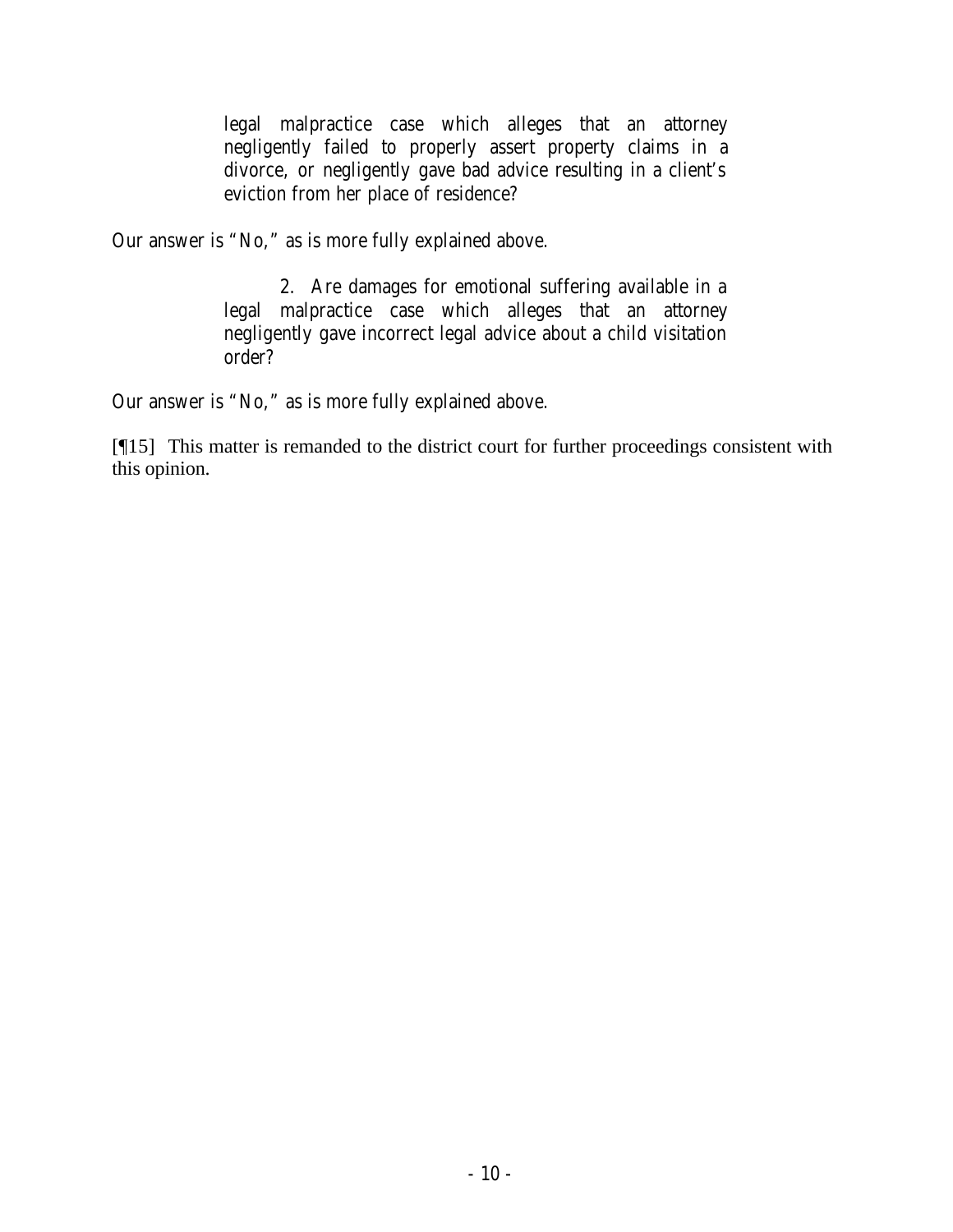> legal malpractice case which alleges that an attorney negligently failed to properly assert property claims in a divorce, or negligently gave bad advice resulting in a client's eviction from her place of residence?

Our answer is "No," as is more fully explained above.

> 2. Are damages for emotional suffering available in a legal malpractice case which alleges that an attorney negligently gave incorrect legal advice about a child visitation order?

Our answer is "No," as is more fully explained above.

[¶15] This matter is remanded to the district court for further proceedings consistent with this opinion.